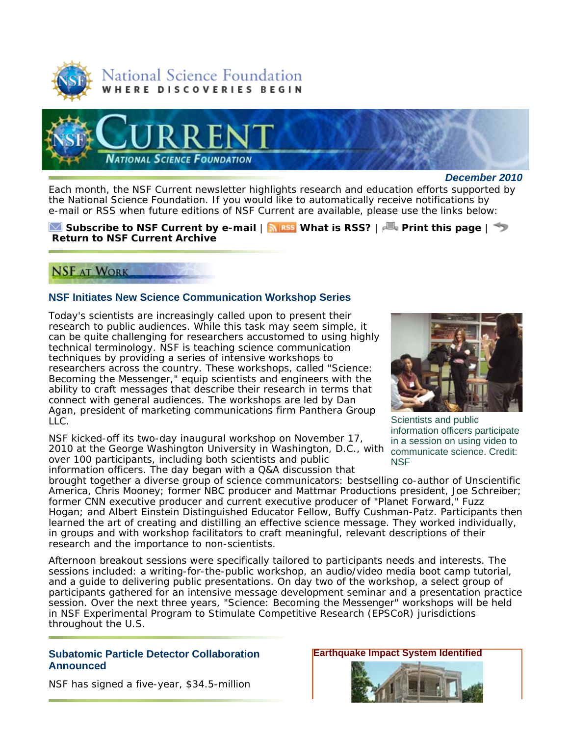National Science Foundation
WHERE DISCOVERIES BEGIN

# CURRENT
NATIONAL SCIENCE FOUNDATION

***December 2010***

Each month, the NSF Current newsletter highlights research and education efforts supported by the National Science Foundation. If you would like to automatically receive notifications by e-mail or RSS when future editions of NSF Current are available, please use the links below:

**Subscribe to NSF Current by e-mail** | **What is RSS?** | **Print this page** | **Return to NSF Current Archive**

## NSF AT WORK

### NSF Initiates New Science Communication Workshop Series

Today's scientists are increasingly called upon to present their research to public audiences. While this task may seem simple, it can be quite challenging for researchers accustomed to using highly technical terminology. NSF is teaching science communication techniques by providing a series of intensive workshops to researchers across the country. These workshops, called "Science: Becoming the Messenger," equip scientists and engineers with the ability to craft messages that describe their research in terms that connect with general audiences. The workshops are led by Dan Agan, president of marketing communications firm Panthera Group LLC.

Scientists and public information officers participate in a session on using video to communicate science. Credit: NSF

NSF kicked-off its two-day inaugural workshop on November 17, 2010 at the George Washington University in Washington, D.C., with over 100 participants, including both scientists and public information officers. The day began with a Q&A discussion that brought together a diverse group of science communicators: bestselling co-author of Unscientific America, Chris Mooney; former NBC producer and Mattmar Productions president, Joe Schreiber; former CNN executive producer and current executive producer of "Planet Forward," Fuzz Hogan; and Albert Einstein Distinguished Educator Fellow, Buffy Cushman-Patz. Participants then learned the art of creating and distilling an effective science message. They worked individually, in groups and with workshop facilitators to craft meaningful, relevant descriptions of their research and the importance to non-scientists.

Afternoon breakout sessions were specifically tailored to participants needs and interests. The sessions included: a writing-for-the-public workshop, an audio/video media boot camp tutorial, and a guide to delivering public presentations. On day two of the workshop, a select group of participants gathered for an intensive message development seminar and a presentation practice session. Over the next three years, "Science: Becoming the Messenger" workshops will be held in NSF Experimental Program to Stimulate Competitive Research (EPSCoR) jurisdictions throughout the U.S.

### Subatomic Particle Detector Collaboration Announced

NSF has signed a five-year, $34.5-million

**Earthquake Impact System Identified**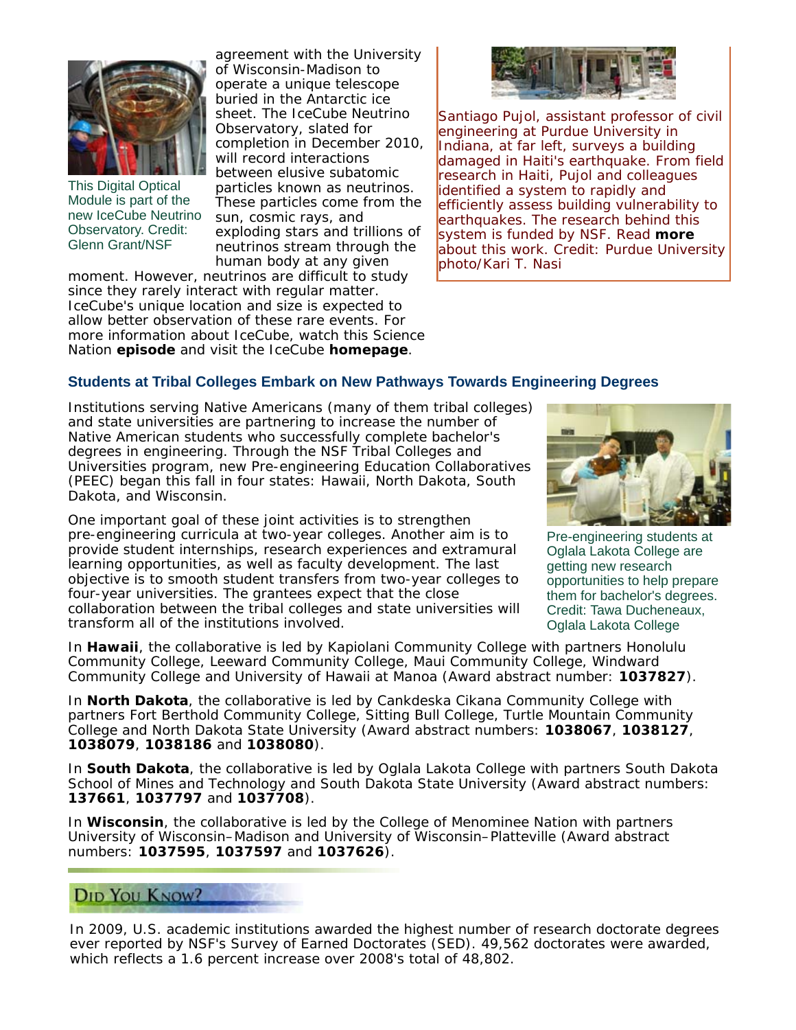agreement with the University of Wisconsin-Madison to operate a unique telescope buried in the Antarctic ice sheet. The IceCube Neutrino Observatory, slated for completion in December 2010, will record interactions between elusive subatomic particles known as neutrinos. These particles come from the sun, cosmic rays, and exploding stars and trillions of neutrinos stream through the human body at any given moment. However, neutrinos are difficult to study since they rarely interact with regular matter. IceCube's unique location and size is expected to allow better observation of these rare events. For more information about IceCube, watch this Science Nation **episode** and visit the IceCube **homepage**.

This Digital Optical Module is part of the new IceCube Neutrino Observatory. Credit: Glenn Grant/NSF

Santiago Pujol, assistant professor of civil engineering at Purdue University in Indiana, at far left, surveys a building damaged in Haiti's earthquake. From field research in Haiti, Pujol and colleagues identified a system to rapidly and efficiently assess building vulnerability to earthquakes. The research behind this system is funded by NSF. Read **more** about this work. Credit: Purdue University photo/Kari T. Nasi

### Students at Tribal Colleges Embark on New Pathways Towards Engineering Degrees

Institutions serving Native Americans (many of them tribal colleges) and state universities are partnering to increase the number of Native American students who successfully complete bachelor's degrees in engineering. Through the NSF Tribal Colleges and Universities program, new Pre-engineering Education Collaboratives (PEEC) began this fall in four states: Hawaii, North Dakota, South Dakota, and Wisconsin.

One important goal of these joint activities is to strengthen pre-engineering curricula at two-year colleges. Another aim is to provide student internships, research experiences and extramural learning opportunities, as well as faculty development. The last objective is to smooth student transfers from two-year colleges to four-year universities. The grantees expect that the close collaboration between the tribal colleges and state universities will transform all of the institutions involved.

Pre-engineering students at Oglala Lakota College are getting new research opportunities to help prepare them for bachelor's degrees. Credit: Tawa Ducheneaux, Oglala Lakota College

In **Hawaii**, the collaborative is led by Kapiolani Community College with partners Honolulu Community College, Leeward Community College, Maui Community College, Windward Community College and University of Hawaii at Manoa (Award abstract number: **1037827**).

In **North Dakota**, the collaborative is led by Cankdeska Cikana Community College with partners Fort Berthold Community College, Sitting Bull College, Turtle Mountain Community College and North Dakota State University (Award abstract numbers: **1038067**, **1038127**, **1038079**, **1038186** and **1038080**).

In **South Dakota**, the collaborative is led by Oglala Lakota College with partners South Dakota School of Mines and Technology and South Dakota State University (Award abstract numbers: **137661**, **1037797** and **1037708**).

In **Wisconsin**, the collaborative is led by the College of Menominee Nation with partners University of Wisconsin–Madison and University of Wisconsin–Platteville (Award abstract numbers: **1037595**, **1037597** and **1037626**).

## Did You Know?

In 2009, U.S. academic institutions awarded the highest number of research doctorate degrees ever reported by NSF's Survey of Earned Doctorates (SED). 49,562 doctorates were awarded, which reflects a 1.6 percent increase over 2008's total of 48,802.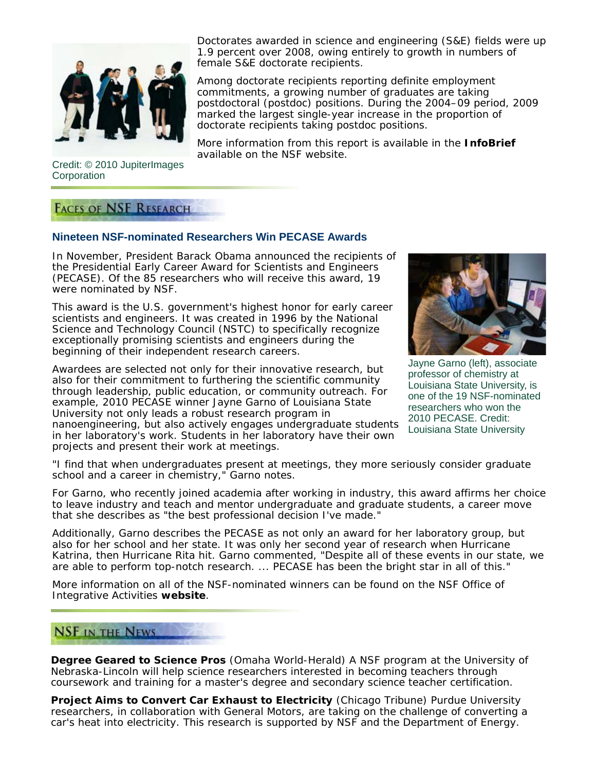Credit: © 2010 JupiterImages Corporation

Doctorates awarded in science and engineering (S&E) fields were up 1.9 percent over 2008, owing entirely to growth in numbers of female S&E doctorate recipients.

Among doctorate recipients reporting definite employment commitments, a growing number of graduates are taking postdoctoral (postdoc) positions. During the 2004–09 period, 2009 marked the largest single-year increase in the proportion of doctorate recipients taking postdoc positions.

More information from this report is available in the **InfoBrief** available on the NSF website.

## Faces of NSF Research

### Nineteen NSF-nominated Researchers Win PECASE Awards

In November, President Barack Obama announced the recipients of the Presidential Early Career Award for Scientists and Engineers (PECASE). Of the 85 researchers who will receive this award, 19 were nominated by NSF.

This award is the U.S. government's highest honor for early career scientists and engineers. It was created in 1996 by the National Science and Technology Council (NSTC) to specifically recognize exceptionally promising scientists and engineers during the beginning of their independent research careers.

Awardees are selected not only for their innovative research, but also for their commitment to furthering the scientific community through leadership, public education, or community outreach. For example, 2010 PECASE winner Jayne Garno of Louisiana State University not only leads a robust research program in nanoengineering, but also actively engages undergraduate students in her laboratory's work. Students in her laboratory have their own projects and present their work at meetings.

Jayne Garno (left), associate professor of chemistry at Louisiana State University, is one of the 19 NSF-nominated researchers who won the 2010 PECASE. Credit: Louisiana State University

"I find that when undergraduates present at meetings, they more seriously consider graduate school and a career in chemistry," Garno notes.

For Garno, who recently joined academia after working in industry, this award affirms her choice to leave industry and teach and mentor undergraduate and graduate students, a career move that she describes as "the best professional decision I've made."

Additionally, Garno describes the PECASE as not only an award for her laboratory group, but also for her school and her state. It was only her second year of research when Hurricane Katrina, then Hurricane Rita hit. Garno commented, "Despite all of these events in our state, we are able to perform top-notch research. ... PECASE has been the bright star in all of this."

More information on all of the NSF-nominated winners can be found on the NSF Office of Integrative Activities **website**.

## NSF in the News

**Degree Geared to Science Pros** (Omaha World-Herald) A NSF program at the University of Nebraska-Lincoln will help science researchers interested in becoming teachers through coursework and training for a master's degree and secondary science teacher certification.

**Project Aims to Convert Car Exhaust to Electricity** (Chicago Tribune) Purdue University researchers, in collaboration with General Motors, are taking on the challenge of converting a car's heat into electricity. This research is supported by NSF and the Department of Energy.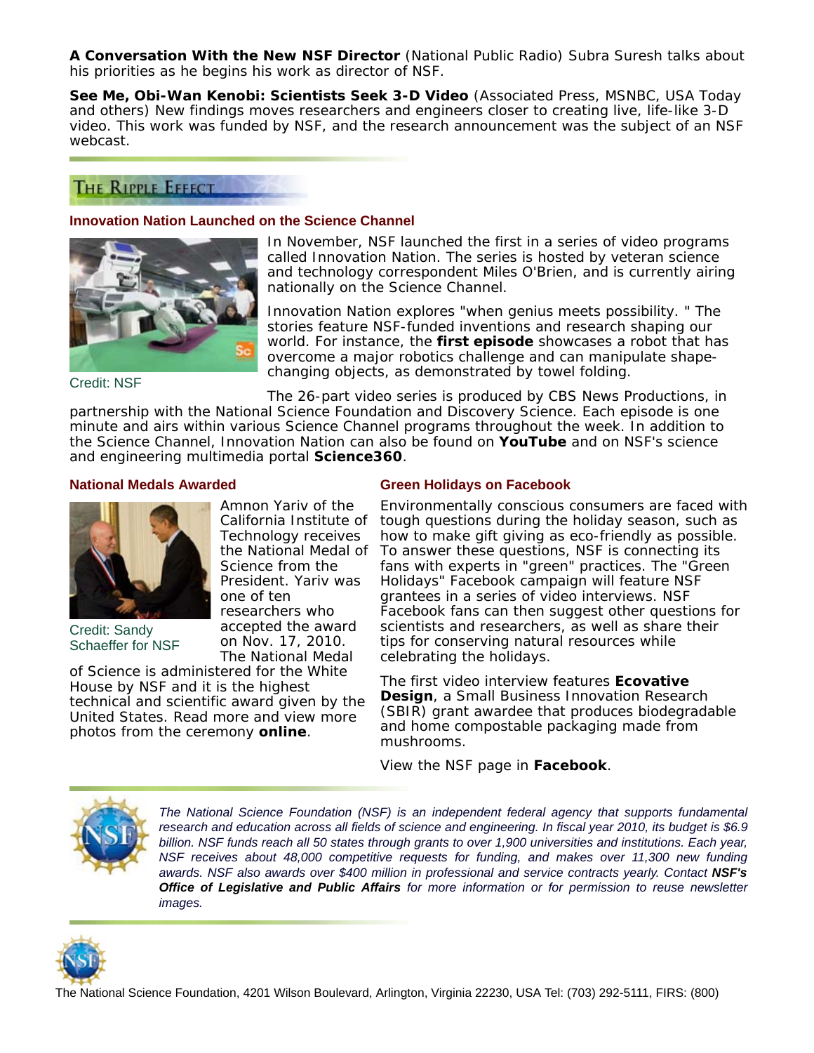**A Conversation With the New NSF Director** (National Public Radio) Subra Suresh talks about his priorities as he begins his work as director of NSF.

**See Me, Obi-Wan Kenobi: Scientists Seek 3-D Video** (Associated Press, MSNBC, USA Today and others) New findings moves researchers and engineers closer to creating live, life-like 3-D video. This work was funded by NSF, and the research announcement was the subject of an NSF webcast.

## The Ripple Effect

### Innovation Nation Launched on the Science Channel

Credit: NSF

In November, NSF launched the first in a series of video programs called Innovation Nation. The series is hosted by veteran science and technology correspondent Miles O'Brien, and is currently airing nationally on the Science Channel.

Innovation Nation explores "when genius meets possibility. " The stories feature NSF-funded inventions and research shaping our world. For instance, the **first episode** showcases a robot that has overcome a major robotics challenge and can manipulate shape-changing objects, as demonstrated by towel folding.

The 26-part video series is produced by CBS News Productions, in partnership with the National Science Foundation and Discovery Science. Each episode is one minute and airs within various Science Channel programs throughout the week. In addition to the Science Channel, Innovation Nation can also be found on **YouTube** and on NSF's science and engineering multimedia portal **Science360**.

### National Medals Awarded

Credit: Sandy Schaeffer for NSF

Amnon Yariv of the California Institute of Technology receives the National Medal of Science from the President. Yariv was one of ten researchers who accepted the award on Nov. 17, 2010. The National Medal of Science is administered for the White House by NSF and it is the highest technical and scientific award given by the United States. Read more and view more photos from the ceremony **online**.

### Green Holidays on Facebook

Environmentally conscious consumers are faced with tough questions during the holiday season, such as how to make gift giving as eco-friendly as possible. To answer these questions, NSF is connecting its fans with experts in "green" practices. The "Green Holidays" Facebook campaign will feature NSF grantees in a series of video interviews. NSF Facebook fans can then suggest other questions for scientists and researchers, as well as share their tips for conserving natural resources while celebrating the holidays.

The first video interview features **Ecovative Design**, a Small Business Innovation Research (SBIR) grant awardee that produces biodegradable and home compostable packaging made from mushrooms.

View the NSF page in **Facebook**.

*The National Science Foundation (NSF) is an independent federal agency that supports fundamental research and education across all fields of science and engineering. In fiscal year 2010, its budget is $6.9 billion. NSF funds reach all 50 states through grants to over 1,900 universities and institutions. Each year, NSF receives about 48,000 competitive requests for funding, and makes over 11,300 new funding awards. NSF also awards over $400 million in professional and service contracts yearly. Contact* ***NSF's Office of Legislative and Public Affairs*** *for more information or for permission to reuse newsletter images.*

The National Science Foundation, 4201 Wilson Boulevard, Arlington, Virginia 22230, USA Tel: (703) 292-5111, FIRS: (800)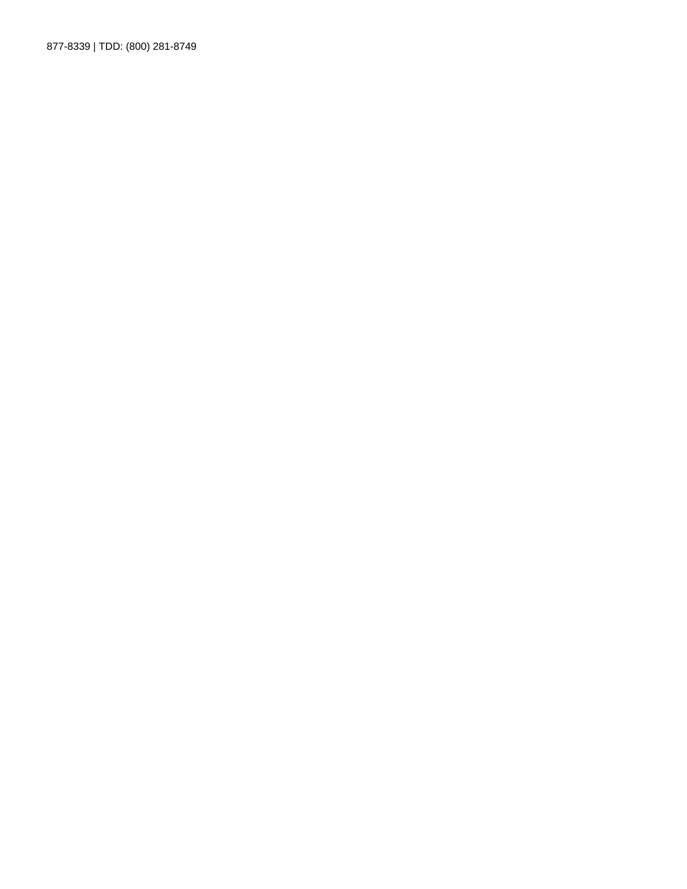877-8339 | TDD: (800) 281-8749